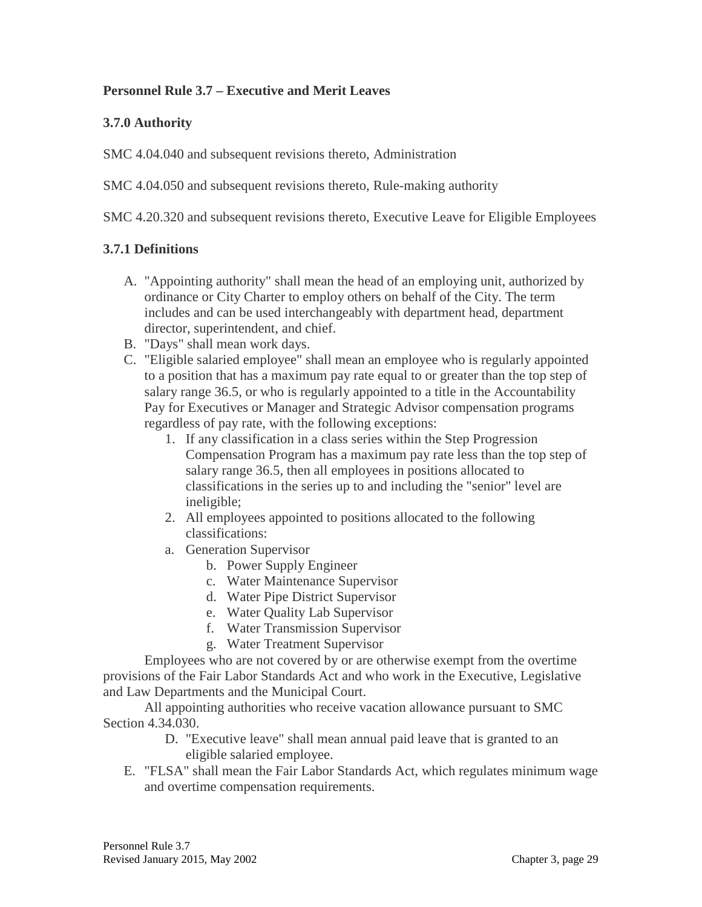**Personnel Rule 3.7 – Executive and Merit Leaves**

**3.7.0 Authority**

SMC 4.04.040 and subsequent revisions thereto, Administration

SMC 4.04.050 and subsequent revisions thereto, Rule-making authority

SMC 4.20.320 and subsequent revisions thereto, Executive Leave for Eligible Employees

**3.7.1 Definitions**

A. "Appointing authority" shall mean the head of an employing unit, authorized by ordinance or City Charter to employ others on behalf of the City. The term includes and can be used interchangeably with department head, department director, superintendent, and chief.

B. "Days" shall mean work days.

C. "Eligible salaried employee" shall mean an employee who is regularly appointed to a position that has a maximum pay rate equal to or greater than the top step of salary range 36.5, or who is regularly appointed to a title in the Accountability Pay for Executives or Manager and Strategic Advisor compensation programs regardless of pay rate, with the following exceptions:

   1. If any classification in a class series within the Step Progression Compensation Program has a maximum pay rate less than the top step of salary range 36.5, then all employees in positions allocated to classifications in the series up to and including the "senior" level are ineligible;
   2. All employees appointed to positions allocated to the following classifications:

   a. Generation Supervisor
   b. Power Supply Engineer
   c. Water Maintenance Supervisor
   d. Water Pipe District Supervisor
   e. Water Quality Lab Supervisor
   f. Water Transmission Supervisor
   g. Water Treatment Supervisor

Employees who are not covered by or are otherwise exempt from the overtime provisions of the Fair Labor Standards Act and who work in the Executive, Legislative and Law Departments and the Municipal Court.

All appointing authorities who receive vacation allowance pursuant to SMC Section 4.34.030.

D. "Executive leave" shall mean annual paid leave that is granted to an eligible salaried employee.

E. "FLSA" shall mean the Fair Labor Standards Act, which regulates minimum wage and overtime compensation requirements.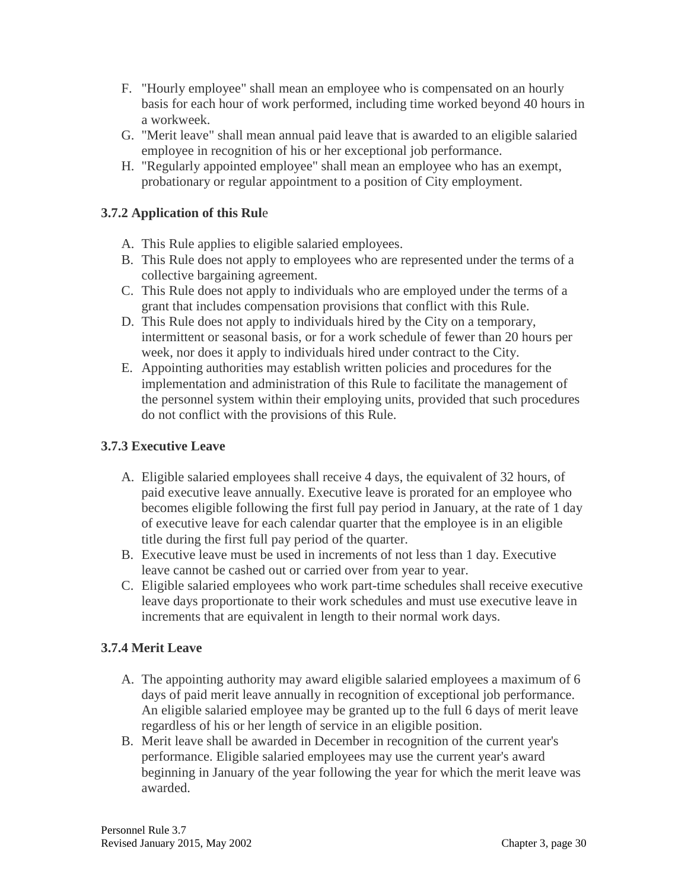F. "Hourly employee" shall mean an employee who is compensated on an hourly basis for each hour of work performed, including time worked beyond 40 hours in a workweek.
G. "Merit leave" shall mean annual paid leave that is awarded to an eligible salaried employee in recognition of his or her exceptional job performance.
H. "Regularly appointed employee" shall mean an employee who has an exempt, probationary or regular appointment to a position of City employment.

### 3.7.2 Application of this Rule

A. This Rule applies to eligible salaried employees.
B. This Rule does not apply to employees who are represented under the terms of a collective bargaining agreement.
C. This Rule does not apply to individuals who are employed under the terms of a grant that includes compensation provisions that conflict with this Rule.
D. This Rule does not apply to individuals hired by the City on a temporary, intermittent or seasonal basis, or for a work schedule of fewer than 20 hours per week, nor does it apply to individuals hired under contract to the City.
E. Appointing authorities may establish written policies and procedures for the implementation and administration of this Rule to facilitate the management of the personnel system within their employing units, provided that such procedures do not conflict with the provisions of this Rule.

### 3.7.3 Executive Leave

A. Eligible salaried employees shall receive 4 days, the equivalent of 32 hours, of paid executive leave annually. Executive leave is prorated for an employee who becomes eligible following the first full pay period in January, at the rate of 1 day of executive leave for each calendar quarter that the employee is in an eligible title during the first full pay period of the quarter.
B. Executive leave must be used in increments of not less than 1 day. Executive leave cannot be cashed out or carried over from year to year.
C. Eligible salaried employees who work part-time schedules shall receive executive leave days proportionate to their work schedules and must use executive leave in increments that are equivalent in length to their normal work days.

### 3.7.4 Merit Leave

A. The appointing authority may award eligible salaried employees a maximum of 6 days of paid merit leave annually in recognition of exceptional job performance. An eligible salaried employee may be granted up to the full 6 days of merit leave regardless of his or her length of service in an eligible position.
B. Merit leave shall be awarded in December in recognition of the current year's performance. Eligible salaried employees may use the current year's award beginning in January of the year following the year for which the merit leave was awarded.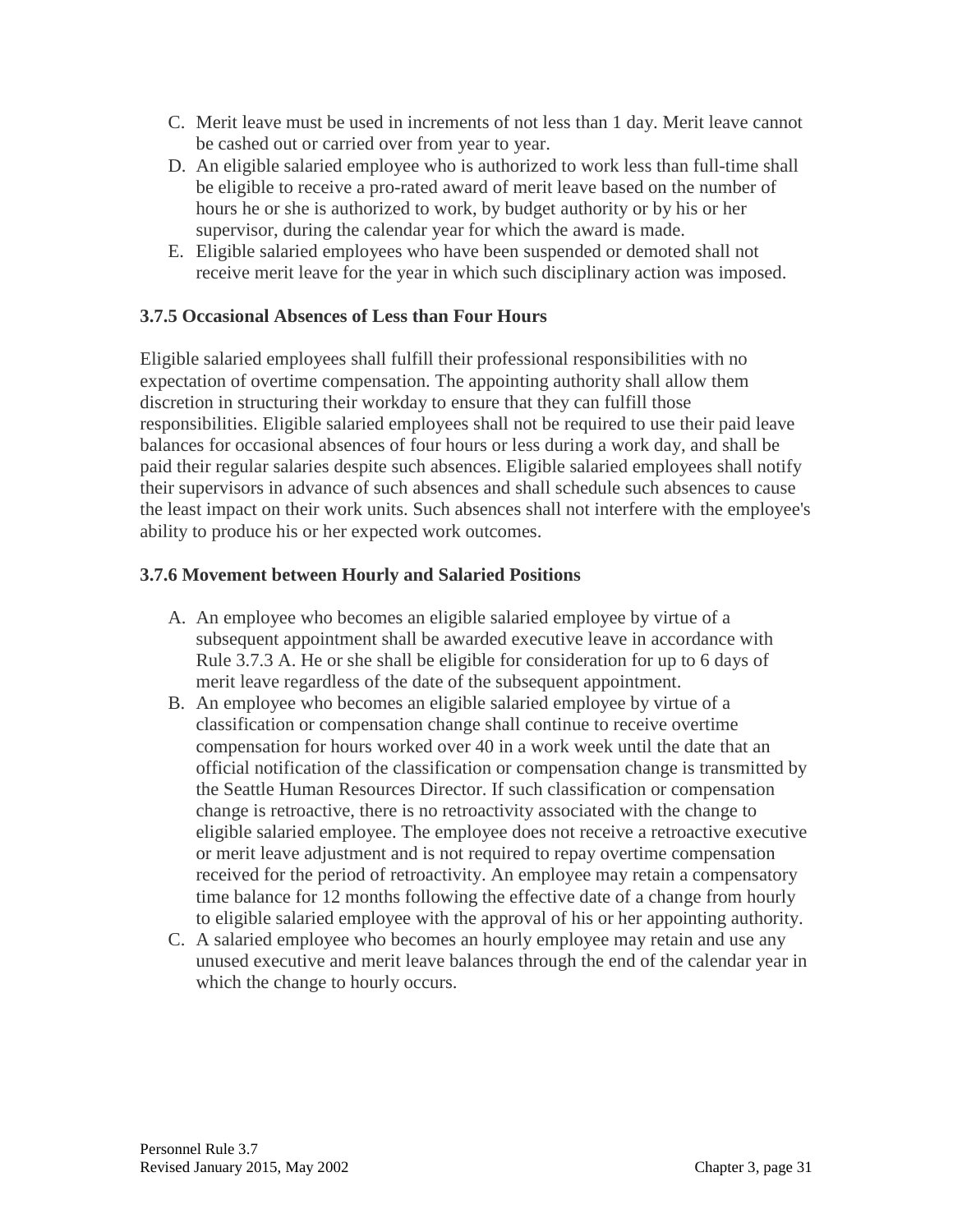C. Merit leave must be used in increments of not less than 1 day. Merit leave cannot be cashed out or carried over from year to year.
D. An eligible salaried employee who is authorized to work less than full-time shall be eligible to receive a pro-rated award of merit leave based on the number of hours he or she is authorized to work, by budget authority or by his or her supervisor, during the calendar year for which the award is made.
E. Eligible salaried employees who have been suspended or demoted shall not receive merit leave for the year in which such disciplinary action was imposed.

### 3.7.5 Occasional Absences of Less than Four Hours

Eligible salaried employees shall fulfill their professional responsibilities with no expectation of overtime compensation. The appointing authority shall allow them discretion in structuring their workday to ensure that they can fulfill those responsibilities. Eligible salaried employees shall not be required to use their paid leave balances for occasional absences of four hours or less during a work day, and shall be paid their regular salaries despite such absences. Eligible salaried employees shall notify their supervisors in advance of such absences and shall schedule such absences to cause the least impact on their work units. Such absences shall not interfere with the employee's ability to produce his or her expected work outcomes.

### 3.7.6 Movement between Hourly and Salaried Positions

A. An employee who becomes an eligible salaried employee by virtue of a subsequent appointment shall be awarded executive leave in accordance with Rule 3.7.3 A. He or she shall be eligible for consideration for up to 6 days of merit leave regardless of the date of the subsequent appointment.
B. An employee who becomes an eligible salaried employee by virtue of a classification or compensation change shall continue to receive overtime compensation for hours worked over 40 in a work week until the date that an official notification of the classification or compensation change is transmitted by the Seattle Human Resources Director. If such classification or compensation change is retroactive, there is no retroactivity associated with the change to eligible salaried employee. The employee does not receive a retroactive executive or merit leave adjustment and is not required to repay overtime compensation received for the period of retroactivity. An employee may retain a compensatory time balance for 12 months following the effective date of a change from hourly to eligible salaried employee with the approval of his or her appointing authority.
C. A salaried employee who becomes an hourly employee may retain and use any unused executive and merit leave balances through the end of the calendar year in which the change to hourly occurs.